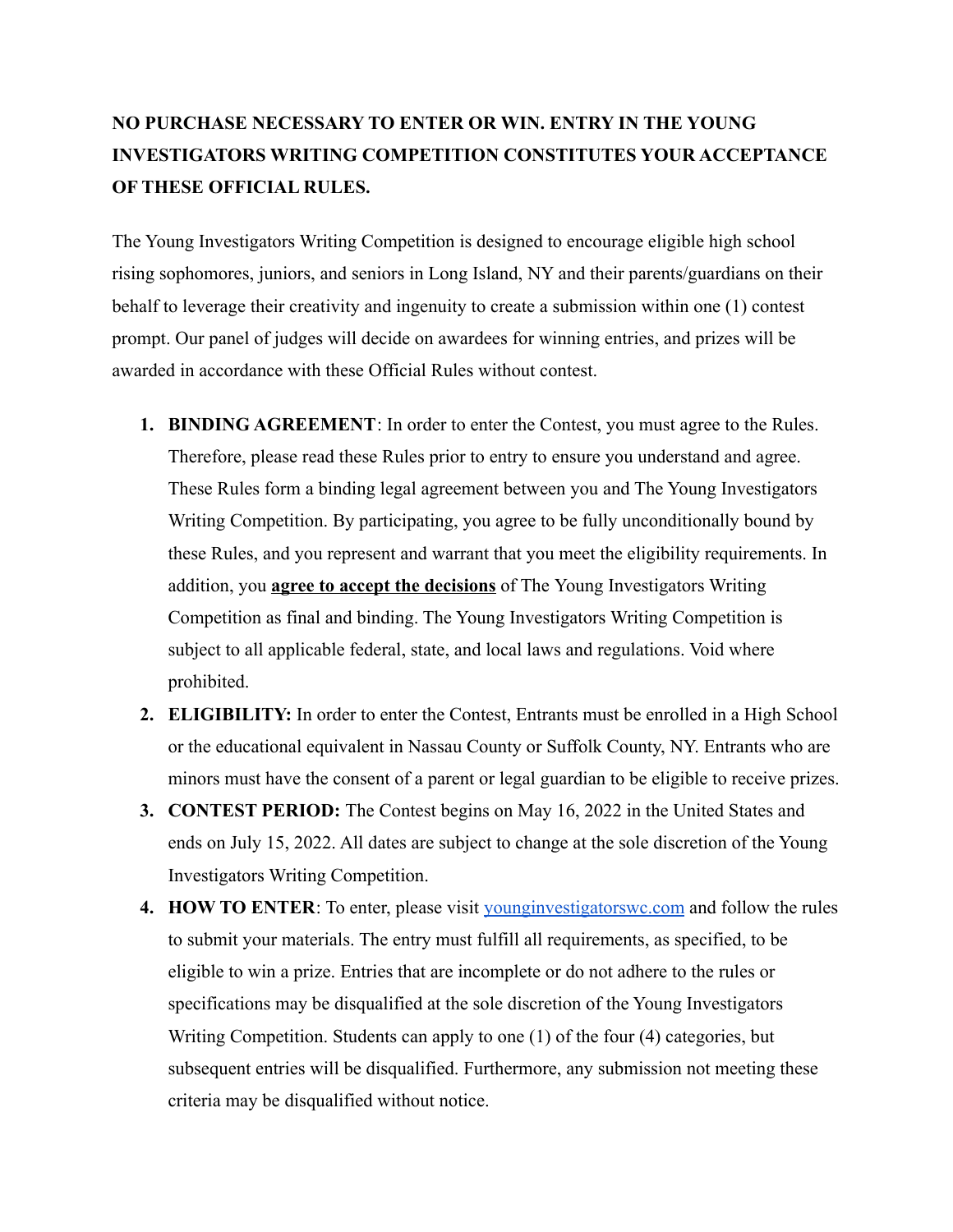**NO PURCHASE NECESSARY TO ENTER OR WIN. ENTRY IN THE YOUNG INVESTIGATORS WRITING COMPETITION CONSTITUTES YOUR ACCEPTANCE OF THESE OFFICIAL RULES.**

The Young Investigators Writing Competition is designed to encourage eligible high school rising sophomores, juniors, and seniors in Long Island, NY and their parents/guardians on their behalf to leverage their creativity and ingenuity to create a submission within one (1) contest prompt. Our panel of judges will decide on awardees for winning entries, and prizes will be awarded in accordance with these Official Rules without contest.

1. **BINDING AGREEMENT**: In order to enter the Contest, you must agree to the Rules. Therefore, please read these Rules prior to entry to ensure you understand and agree. These Rules form a binding legal agreement between you and The Young Investigators Writing Competition. By participating, you agree to be fully unconditionally bound by these Rules, and you represent and warrant that you meet the eligibility requirements. In addition, you **agree to accept the decisions** of The Young Investigators Writing Competition as final and binding. The Young Investigators Writing Competition is subject to all applicable federal, state, and local laws and regulations. Void where prohibited.
2. **ELIGIBILITY:** In order to enter the Contest, Entrants must be enrolled in a High School or the educational equivalent in Nassau County or Suffolk County, NY. Entrants who are minors must have the consent of a parent or legal guardian to be eligible to receive prizes.
3. **CONTEST PERIOD:** The Contest begins on May 16, 2022 in the United States and ends on July 15, 2022. All dates are subject to change at the sole discretion of the Young Investigators Writing Competition.
4. **HOW TO ENTER**: To enter, please visit [younginvestigatorswc.com](younginvestigatorswc.com) and follow the rules to submit your materials. The entry must fulfill all requirements, as specified, to be eligible to win a prize. Entries that are incomplete or do not adhere to the rules or specifications may be disqualified at the sole discretion of the Young Investigators Writing Competition. Students can apply to one (1) of the four (4) categories, but subsequent entries will be disqualified. Furthermore, any submission not meeting these criteria may be disqualified without notice.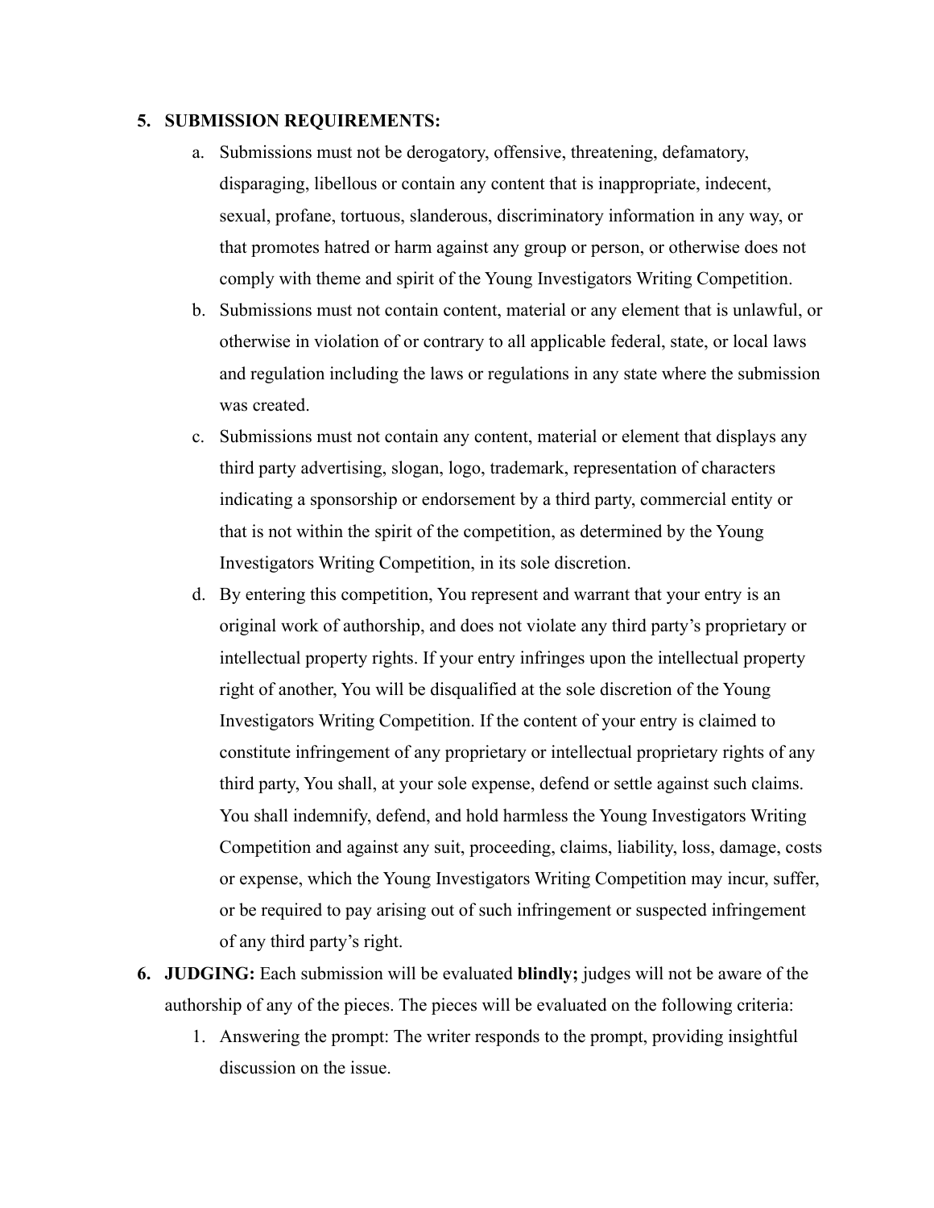5. **SUBMISSION REQUIREMENTS:**
   a. Submissions must not be derogatory, offensive, threatening, defamatory, disparaging, libellous or contain any content that is inappropriate, indecent, sexual, profane, tortuous, slanderous, discriminatory information in any way, or that promotes hatred or harm against any group or person, or otherwise does not comply with theme and spirit of the Young Investigators Writing Competition.
   b. Submissions must not contain content, material or any element that is unlawful, or otherwise in violation of or contrary to all applicable federal, state, or local laws and regulation including the laws or regulations in any state where the submission was created.
   c. Submissions must not contain any content, material or element that displays any third party advertising, slogan, logo, trademark, representation of characters indicating a sponsorship or endorsement by a third party, commercial entity or that is not within the spirit of the competition, as determined by the Young Investigators Writing Competition, in its sole discretion.
   d. By entering this competition, You represent and warrant that your entry is an original work of authorship, and does not violate any third party's proprietary or intellectual property rights. If your entry infringes upon the intellectual property right of another, You will be disqualified at the sole discretion of the Young Investigators Writing Competition. If the content of your entry is claimed to constitute infringement of any proprietary or intellectual proprietary rights of any third party, You shall, at your sole expense, defend or settle against such claims. You shall indemnify, defend, and hold harmless the Young Investigators Writing Competition and against any suit, proceeding, claims, liability, loss, damage, costs or expense, which the Young Investigators Writing Competition may incur, suffer, or be required to pay arising out of such infringement or suspected infringement of any third party's right.
6. **JUDGING:** Each submission will be evaluated **blindly;** judges will not be aware of the authorship of any of the pieces. The pieces will be evaluated on the following criteria:
   1. Answering the prompt: The writer responds to the prompt, providing insightful discussion on the issue.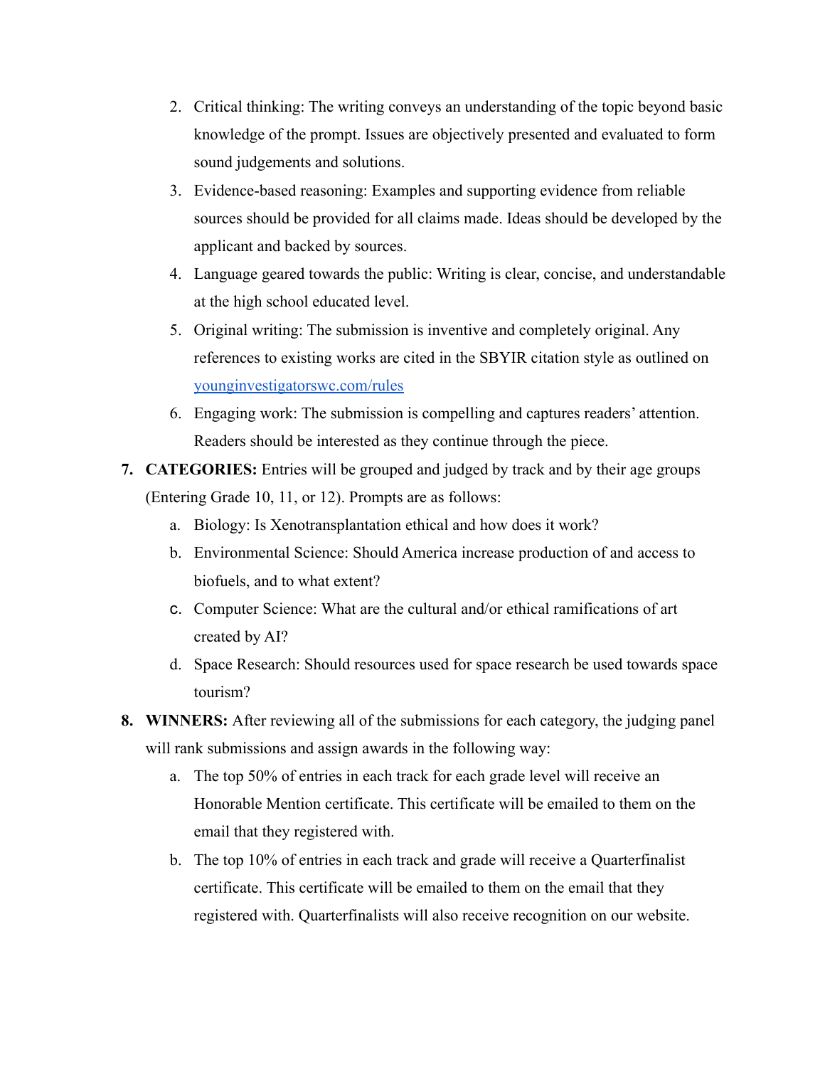2. Critical thinking: The writing conveys an understanding of the topic beyond basic knowledge of the prompt. Issues are objectively presented and evaluated to form sound judgements and solutions.
3. Evidence-based reasoning: Examples and supporting evidence from reliable sources should be provided for all claims made. Ideas should be developed by the applicant and backed by sources.
4. Language geared towards the public: Writing is clear, concise, and understandable at the high school educated level.
5. Original writing: The submission is inventive and completely original. Any references to existing works are cited in the SBYIR citation style as outlined on [younginvestigatorswc.com/rules](younginvestigatorswc.com/rules)
6. Engaging work: The submission is compelling and captures readers' attention. Readers should be interested as they continue through the piece.

7. **CATEGORIES:** Entries will be grouped and judged by track and by their age groups (Entering Grade 10, 11, or 12). Prompts are as follows:
   a. Biology: Is Xenotransplantation ethical and how does it work?
   b. Environmental Science: Should America increase production of and access to biofuels, and to what extent?
   c. Computer Science: What are the cultural and/or ethical ramifications of art created by AI?
   d. Space Research: Should resources used for space research be used towards space tourism?

8. **WINNERS:** After reviewing all of the submissions for each category, the judging panel will rank submissions and assign awards in the following way:
   a. The top 50% of entries in each track for each grade level will receive an Honorable Mention certificate. This certificate will be emailed to them on the email that they registered with.
   b. The top 10% of entries in each track and grade will receive a Quarterfinalist certificate. This certificate will be emailed to them on the email that they registered with. Quarterfinalists will also receive recognition on our website.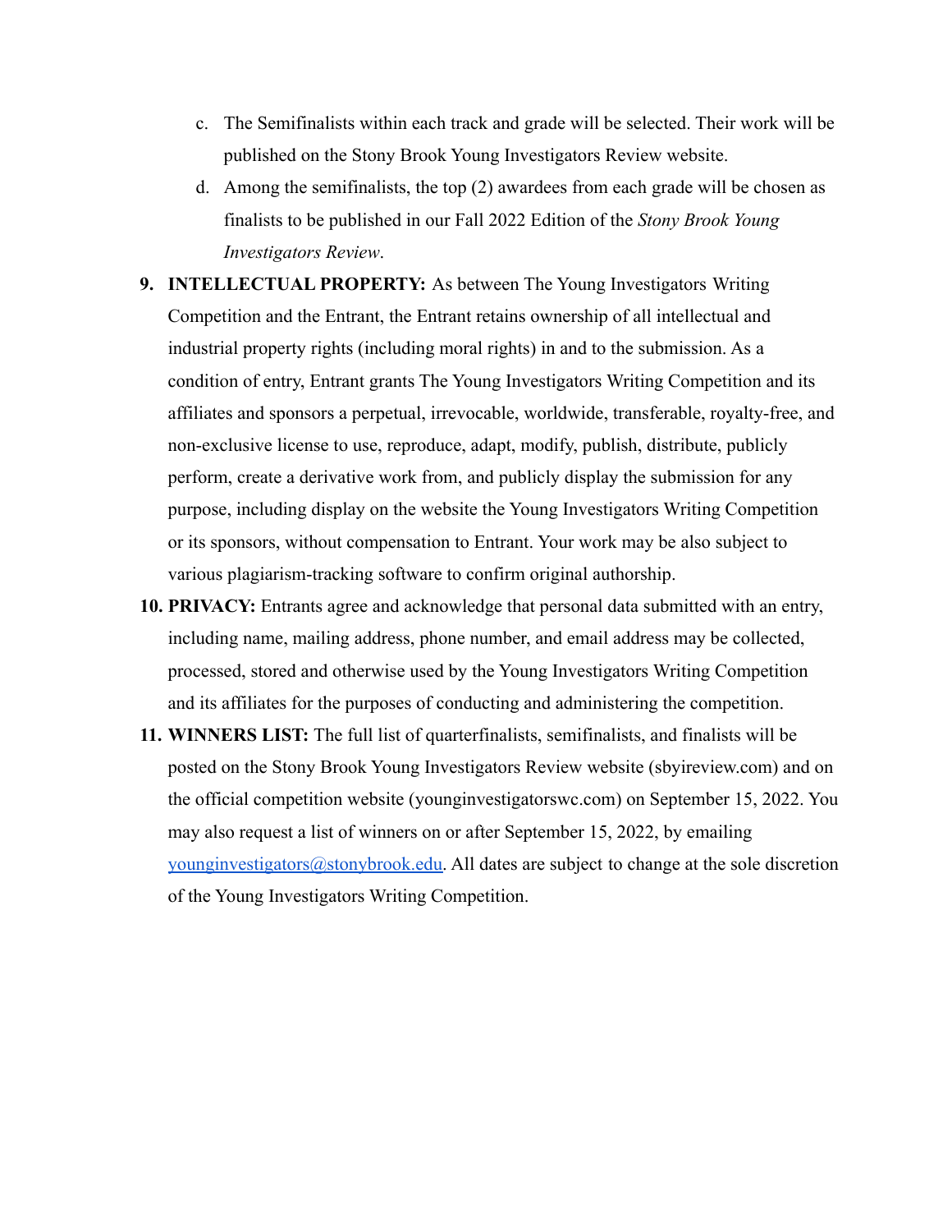c. The Semifinalists within each track and grade will be selected. Their work will be published on the Stony Brook Young Investigators Review website.
   d. Among the semifinalists, the top (2) awardees from each grade will be chosen as finalists to be published in our Fall 2022 Edition of the *Stony Brook Young Investigators Review*.

9. **INTELLECTUAL PROPERTY:** As between The Young Investigators Writing Competition and the Entrant, the Entrant retains ownership of all intellectual and industrial property rights (including moral rights) in and to the submission. As a condition of entry, Entrant grants The Young Investigators Writing Competition and its affiliates and sponsors a perpetual, irrevocable, worldwide, transferable, royalty-free, and non-exclusive license to use, reproduce, adapt, modify, publish, distribute, publicly perform, create a derivative work from, and publicly display the submission for any purpose, including display on the website the Young Investigators Writing Competition or its sponsors, without compensation to Entrant. Your work may be also subject to various plagiarism-tracking software to confirm original authorship.
10. **PRIVACY:** Entrants agree and acknowledge that personal data submitted with an entry, including name, mailing address, phone number, and email address may be collected, processed, stored and otherwise used by the Young Investigators Writing Competition and its affiliates for the purposes of conducting and administering the competition.
11. **WINNERS LIST:** The full list of quarterfinalists, semifinalists, and finalists will be posted on the Stony Brook Young Investigators Review website (sbyireview.com) and on the official competition website (younginvestigatorswc.com) on September 15, 2022. You may also request a list of winners on or after September 15, 2022, by emailing [younginvestigators@stonybrook.edu](mailto:younginvestigators@stonybrook.edu). All dates are subject to change at the sole discretion of the Young Investigators Writing Competition.